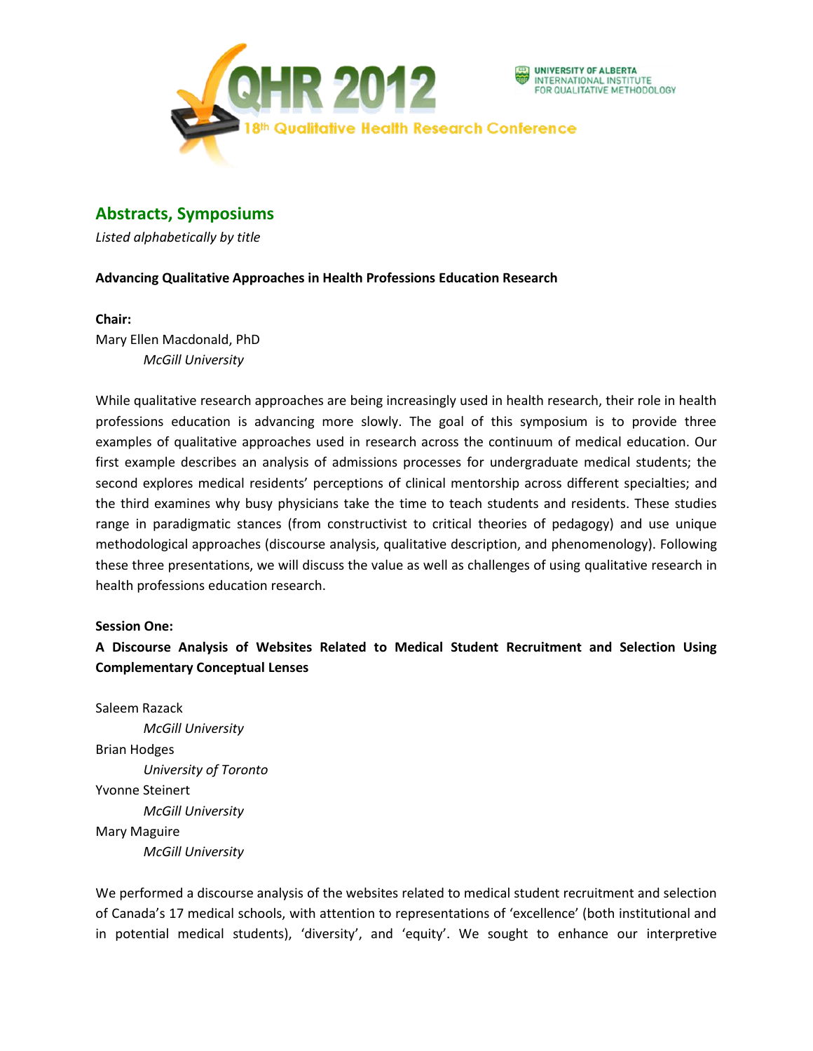# QHR 2012

UNIVERSITY OF ALBERTA
INTERNATIONAL INSTITUTE FOR QUALITATIVE METHODOLOGY

18th Qualitative Health Research Conference

## Abstracts, Symposiums

*Listed alphabetically by title*

**Advancing Qualitative Approaches in Health Professions Education Research**

**Chair:**
Mary Ellen Macdonald, PhD
*McGill University*

While qualitative research approaches are being increasingly used in health research, their role in health professions education is advancing more slowly. The goal of this symposium is to provide three examples of qualitative approaches used in research across the continuum of medical education. Our first example describes an analysis of admissions processes for undergraduate medical students; the second explores medical residents' perceptions of clinical mentorship across different specialties; and the third examines why busy physicians take the time to teach students and residents. These studies range in paradigmatic stances (from constructivist to critical theories of pedagogy) and use unique methodological approaches (discourse analysis, qualitative description, and phenomenology). Following these three presentations, we will discuss the value as well as challenges of using qualitative research in health professions education research.

**Session One:**

**A Discourse Analysis of Websites Related to Medical Student Recruitment and Selection Using Complementary Conceptual Lenses**

Saleem Razack
*McGill University*
Brian Hodges
*University of Toronto*
Yvonne Steinert
*McGill University*
Mary Maguire
*McGill University*

We performed a discourse analysis of the websites related to medical student recruitment and selection of Canada's 17 medical schools, with attention to representations of 'excellence' (both institutional and in potential medical students), 'diversity', and 'equity'. We sought to enhance our interpretive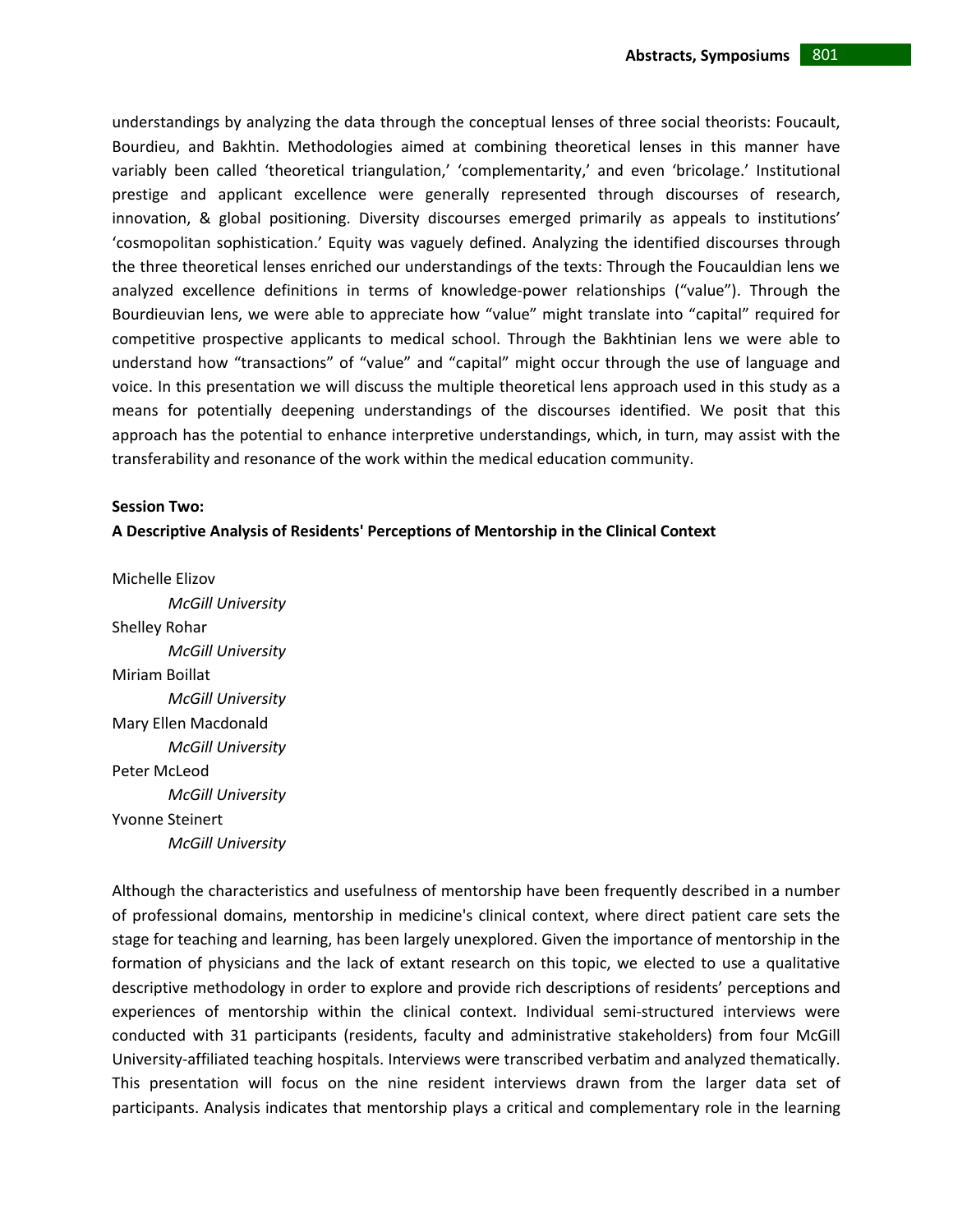understandings by analyzing the data through the conceptual lenses of three social theorists: Foucault, Bourdieu, and Bakhtin. Methodologies aimed at combining theoretical lenses in this manner have variably been called 'theoretical triangulation,' 'complementarity,' and even 'bricolage.' Institutional prestige and applicant excellence were generally represented through discourses of research, innovation, & global positioning. Diversity discourses emerged primarily as appeals to institutions' 'cosmopolitan sophistication.' Equity was vaguely defined. Analyzing the identified discourses through the three theoretical lenses enriched our understandings of the texts: Through the Foucauldian lens we analyzed excellence definitions in terms of knowledge-power relationships ("value"). Through the Bourdieuvian lens, we were able to appreciate how "value" might translate into "capital" required for competitive prospective applicants to medical school. Through the Bakhtinian lens we were able to understand how "transactions" of "value" and "capital" might occur through the use of language and voice. In this presentation we will discuss the multiple theoretical lens approach used in this study as a means for potentially deepening understandings of the discourses identified. We posit that this approach has the potential to enhance interpretive understandings, which, in turn, may assist with the transferability and resonance of the work within the medical education community.

**Session Two:**

**A Descriptive Analysis of Residents' Perceptions of Mentorship in the Clinical Context**

Michelle Elizov
*McGill University*

Shelley Rohar
*McGill University*

Miriam Boillat
*McGill University*

Mary Ellen Macdonald
*McGill University*

Peter McLeod
*McGill University*

Yvonne Steinert
*McGill University*

Although the characteristics and usefulness of mentorship have been frequently described in a number of professional domains, mentorship in medicine's clinical context, where direct patient care sets the stage for teaching and learning, has been largely unexplored. Given the importance of mentorship in the formation of physicians and the lack of extant research on this topic, we elected to use a qualitative descriptive methodology in order to explore and provide rich descriptions of residents' perceptions and experiences of mentorship within the clinical context. Individual semi-structured interviews were conducted with 31 participants (residents, faculty and administrative stakeholders) from four McGill University-affiliated teaching hospitals. Interviews were transcribed verbatim and analyzed thematically. This presentation will focus on the nine resident interviews drawn from the larger data set of participants. Analysis indicates that mentorship plays a critical and complementary role in the learning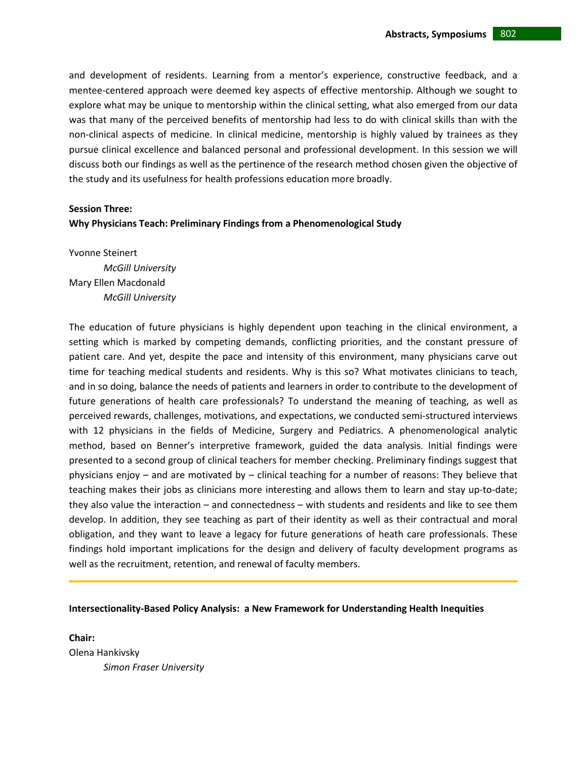and development of residents. Learning from a mentor's experience, constructive feedback, and a mentee-centered approach were deemed key aspects of effective mentorship. Although we sought to explore what may be unique to mentorship within the clinical setting, what also emerged from our data was that many of the perceived benefits of mentorship had less to do with clinical skills than with the non-clinical aspects of medicine. In clinical medicine, mentorship is highly valued by trainees as they pursue clinical excellence and balanced personal and professional development. In this session we will discuss both our findings as well as the pertinence of the research method chosen given the objective of the study and its usefulness for health professions education more broadly.

**Session Three:**
**Why Physicians Teach: Preliminary Findings from a Phenomenological Study**

Yvonne Steinert
*McGill University*
Mary Ellen Macdonald
*McGill University*

The education of future physicians is highly dependent upon teaching in the clinical environment, a setting which is marked by competing demands, conflicting priorities, and the constant pressure of patient care. And yet, despite the pace and intensity of this environment, many physicians carve out time for teaching medical students and residents. Why is this so? What motivates clinicians to teach, and in so doing, balance the needs of patients and learners in order to contribute to the development of future generations of health care professionals? To understand the meaning of teaching, as well as perceived rewards, challenges, motivations, and expectations, we conducted semi-structured interviews with 12 physicians in the fields of Medicine, Surgery and Pediatrics. A phenomenological analytic method, based on Benner's interpretive framework, guided the data analysis. Initial findings were presented to a second group of clinical teachers for member checking. Preliminary findings suggest that physicians enjoy – and are motivated by – clinical teaching for a number of reasons: They believe that teaching makes their jobs as clinicians more interesting and allows them to learn and stay up-to-date; they also value the interaction – and connectedness – with students and residents and like to see them develop. In addition, they see teaching as part of their identity as well as their contractual and moral obligation, and they want to leave a legacy for future generations of heath care professionals. These findings hold important implications for the design and delivery of faculty development programs as well as the recruitment, retention, and renewal of faculty members.

---

**Intersectionality-Based Policy Analysis: a New Framework for Understanding Health Inequities**

**Chair:**
Olena Hankivsky
*Simon Fraser University*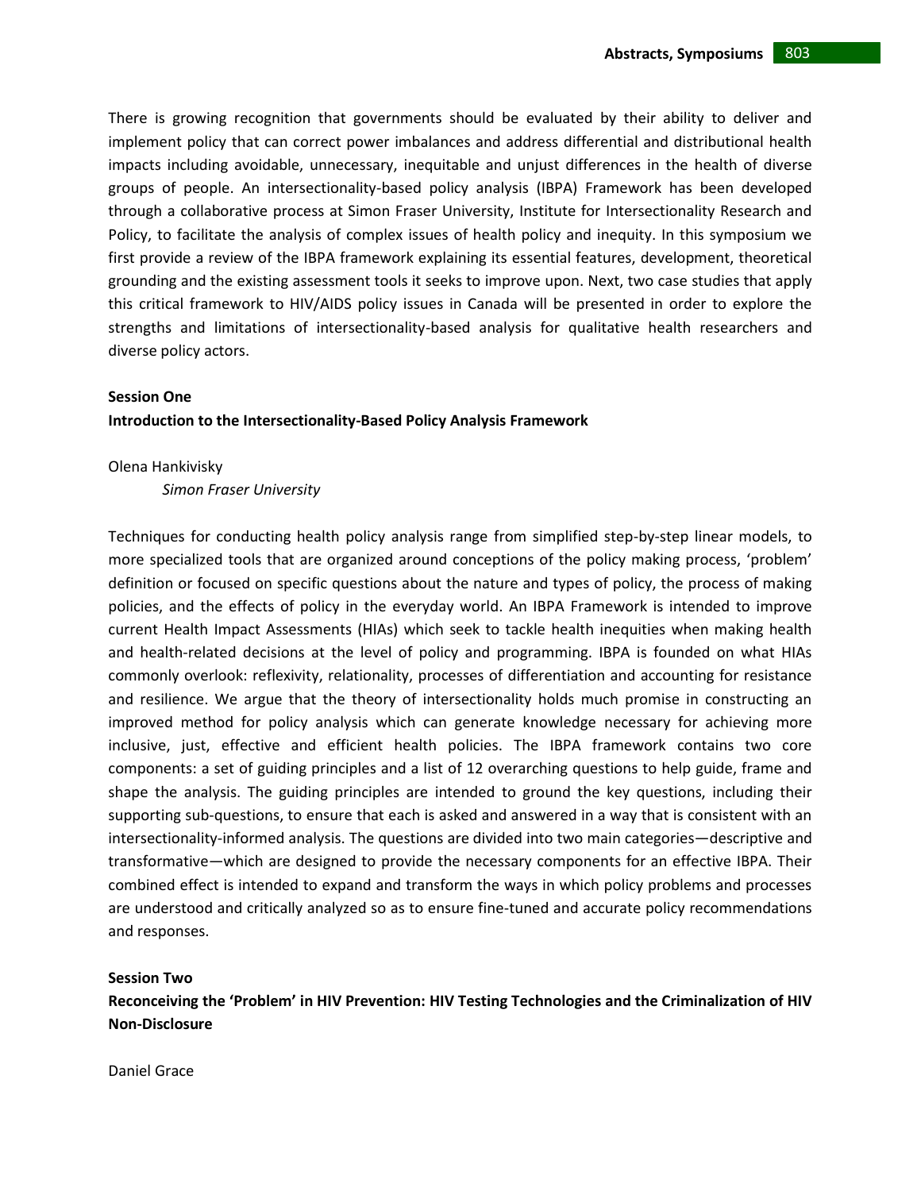There is growing recognition that governments should be evaluated by their ability to deliver and implement policy that can correct power imbalances and address differential and distributional health impacts including avoidable, unnecessary, inequitable and unjust differences in the health of diverse groups of people. An intersectionality-based policy analysis (IBPA) Framework has been developed through a collaborative process at Simon Fraser University, Institute for Intersectionality Research and Policy, to facilitate the analysis of complex issues of health policy and inequity. In this symposium we first provide a review of the IBPA framework explaining its essential features, development, theoretical grounding and the existing assessment tools it seeks to improve upon. Next, two case studies that apply this critical framework to HIV/AIDS policy issues in Canada will be presented in order to explore the strengths and limitations of intersectionality-based analysis for qualitative health researchers and diverse policy actors.

**Session One**

**Introduction to the Intersectionality-Based Policy Analysis Framework**

Olena Hankivisky

*Simon Fraser University*

Techniques for conducting health policy analysis range from simplified step-by-step linear models, to more specialized tools that are organized around conceptions of the policy making process, 'problem' definition or focused on specific questions about the nature and types of policy, the process of making policies, and the effects of policy in the everyday world. An IBPA Framework is intended to improve current Health Impact Assessments (HIAs) which seek to tackle health inequities when making health and health-related decisions at the level of policy and programming. IBPA is founded on what HIAs commonly overlook: reflexivity, relationality, processes of differentiation and accounting for resistance and resilience. We argue that the theory of intersectionality holds much promise in constructing an improved method for policy analysis which can generate knowledge necessary for achieving more inclusive, just, effective and efficient health policies. The IBPA framework contains two core components: a set of guiding principles and a list of 12 overarching questions to help guide, frame and shape the analysis. The guiding principles are intended to ground the key questions, including their supporting sub-questions, to ensure that each is asked and answered in a way that is consistent with an intersectionality-informed analysis. The questions are divided into two main categories—descriptive and transformative—which are designed to provide the necessary components for an effective IBPA. Their combined effect is intended to expand and transform the ways in which policy problems and processes are understood and critically analyzed so as to ensure fine-tuned and accurate policy recommendations and responses.

**Session Two**

**Reconceiving the 'Problem' in HIV Prevention: HIV Testing Technologies and the Criminalization of HIV Non-Disclosure**

Daniel Grace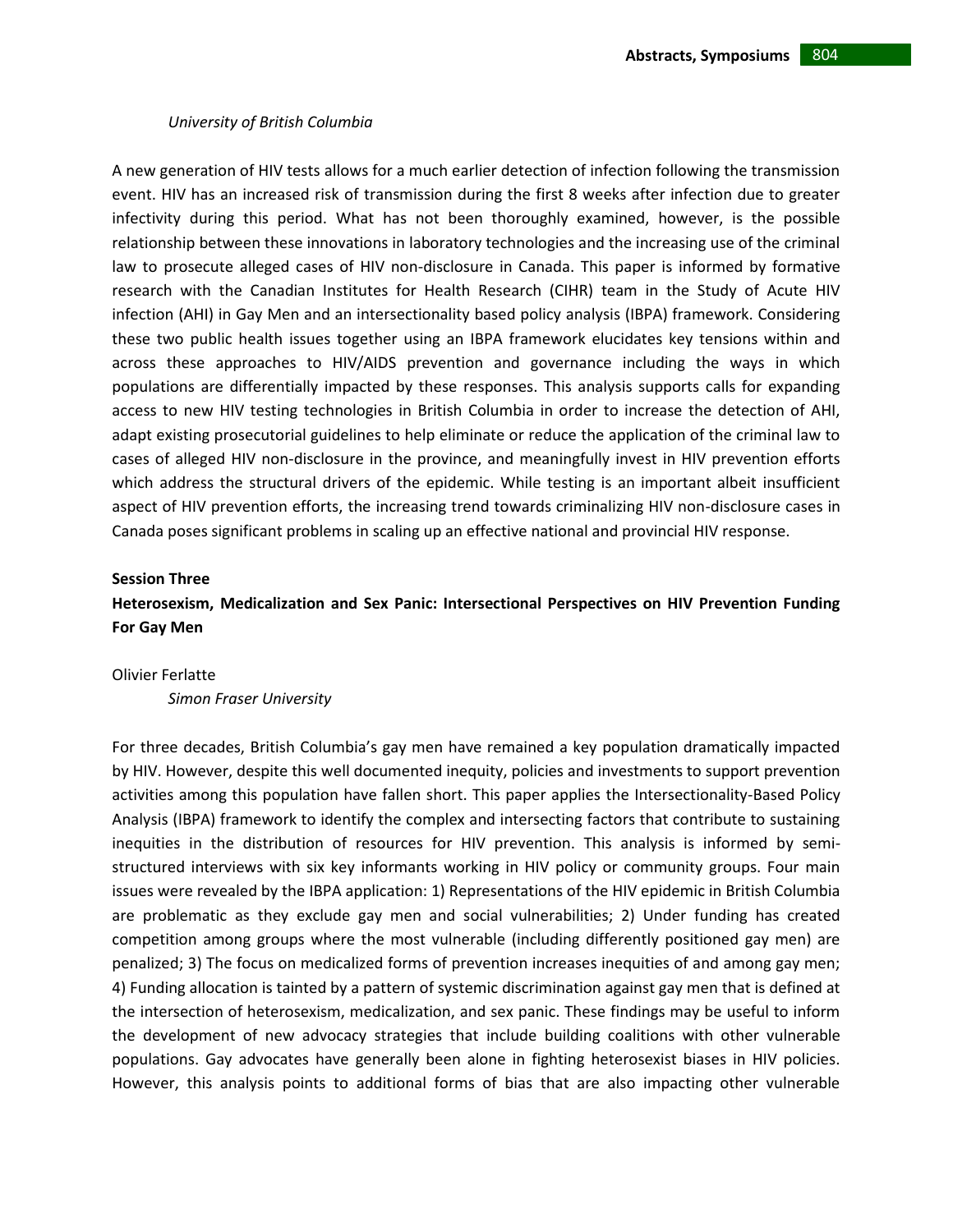*University of British Columbia*

A new generation of HIV tests allows for a much earlier detection of infection following the transmission event. HIV has an increased risk of transmission during the first 8 weeks after infection due to greater infectivity during this period. What has not been thoroughly examined, however, is the possible relationship between these innovations in laboratory technologies and the increasing use of the criminal law to prosecute alleged cases of HIV non-disclosure in Canada. This paper is informed by formative research with the Canadian Institutes for Health Research (CIHR) team in the Study of Acute HIV infection (AHI) in Gay Men and an intersectionality based policy analysis (IBPA) framework. Considering these two public health issues together using an IBPA framework elucidates key tensions within and across these approaches to HIV/AIDS prevention and governance including the ways in which populations are differentially impacted by these responses. This analysis supports calls for expanding access to new HIV testing technologies in British Columbia in order to increase the detection of AHI, adapt existing prosecutorial guidelines to help eliminate or reduce the application of the criminal law to cases of alleged HIV non-disclosure in the province, and meaningfully invest in HIV prevention efforts which address the structural drivers of the epidemic. While testing is an important albeit insufficient aspect of HIV prevention efforts, the increasing trend towards criminalizing HIV non-disclosure cases in Canada poses significant problems in scaling up an effective national and provincial HIV response.

**Session Three**

**Heterosexism, Medicalization and Sex Panic: Intersectional Perspectives on HIV Prevention Funding For Gay Men**

Olivier Ferlatte

*Simon Fraser University*

For three decades, British Columbia's gay men have remained a key population dramatically impacted by HIV. However, despite this well documented inequity, policies and investments to support prevention activities among this population have fallen short. This paper applies the Intersectionality-Based Policy Analysis (IBPA) framework to identify the complex and intersecting factors that contribute to sustaining inequities in the distribution of resources for HIV prevention. This analysis is informed by semi-structured interviews with six key informants working in HIV policy or community groups. Four main issues were revealed by the IBPA application: 1) Representations of the HIV epidemic in British Columbia are problematic as they exclude gay men and social vulnerabilities; 2) Under funding has created competition among groups where the most vulnerable (including differently positioned gay men) are penalized; 3) The focus on medicalized forms of prevention increases inequities of and among gay men; 4) Funding allocation is tainted by a pattern of systemic discrimination against gay men that is defined at the intersection of heterosexism, medicalization, and sex panic. These findings may be useful to inform the development of new advocacy strategies that include building coalitions with other vulnerable populations. Gay advocates have generally been alone in fighting heterosexist biases in HIV policies. However, this analysis points to additional forms of bias that are also impacting other vulnerable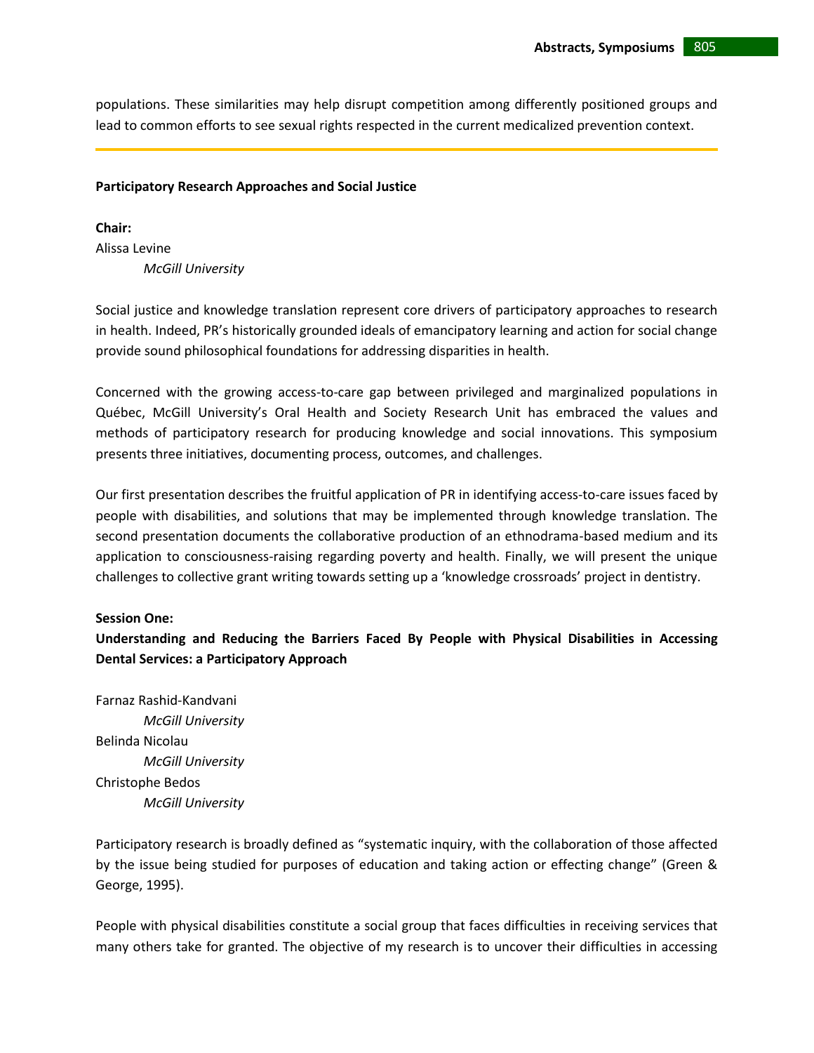populations. These similarities may help disrupt competition among differently positioned groups and lead to common efforts to see sexual rights respected in the current medicalized prevention context.

---

## Participatory Research Approaches and Social Justice

**Chair:**
Alissa Levine
*McGill University*

Social justice and knowledge translation represent core drivers of participatory approaches to research in health. Indeed, PR's historically grounded ideals of emancipatory learning and action for social change provide sound philosophical foundations for addressing disparities in health.

Concerned with the growing access-to-care gap between privileged and marginalized populations in Québec, McGill University's Oral Health and Society Research Unit has embraced the values and methods of participatory research for producing knowledge and social innovations. This symposium presents three initiatives, documenting process, outcomes, and challenges.

Our first presentation describes the fruitful application of PR in identifying access-to-care issues faced by people with disabilities, and solutions that may be implemented through knowledge translation. The second presentation documents the collaborative production of an ethnodrama-based medium and its application to consciousness-raising regarding poverty and health. Finally, we will present the unique challenges to collective grant writing towards setting up a 'knowledge crossroads' project in dentistry.

### Session One:
### Understanding and Reducing the Barriers Faced By People with Physical Disabilities in Accessing Dental Services: a Participatory Approach

Farnaz Rashid-Kandvani
*McGill University*
Belinda Nicolau
*McGill University*
Christophe Bedos
*McGill University*

Participatory research is broadly defined as "systematic inquiry, with the collaboration of those affected by the issue being studied for purposes of education and taking action or effecting change" (Green & George, 1995).

People with physical disabilities constitute a social group that faces difficulties in receiving services that many others take for granted. The objective of my research is to uncover their difficulties in accessing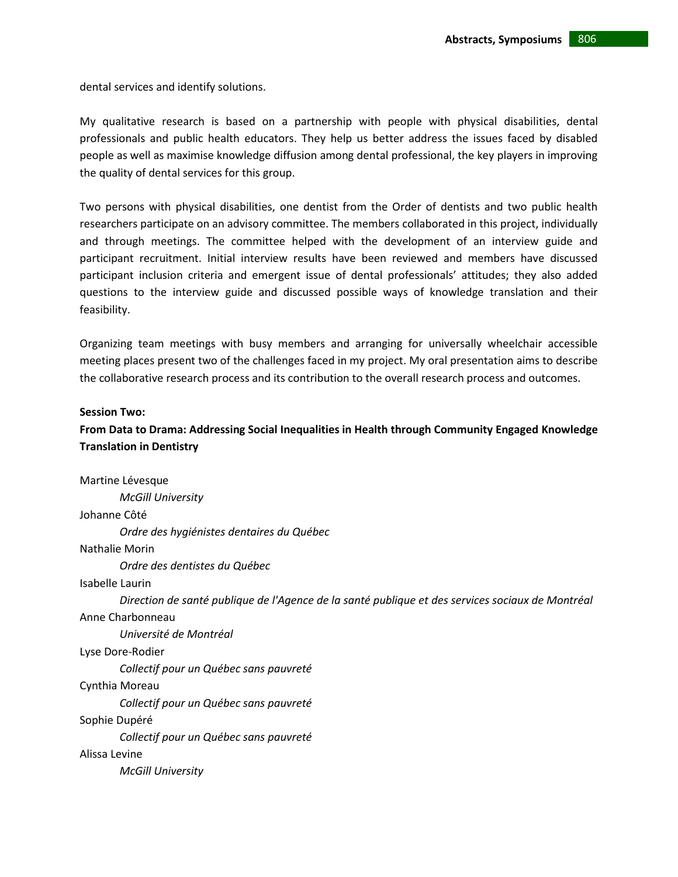dental services and identify solutions.

My qualitative research is based on a partnership with people with physical disabilities, dental professionals and public health educators. They help us better address the issues faced by disabled people as well as maximise knowledge diffusion among dental professional, the key players in improving the quality of dental services for this group.

Two persons with physical disabilities, one dentist from the Order of dentists and two public health researchers participate on an advisory committee. The members collaborated in this project, individually and through meetings. The committee helped with the development of an interview guide and participant recruitment. Initial interview results have been reviewed and members have discussed participant inclusion criteria and emergent issue of dental professionals' attitudes; they also added questions to the interview guide and discussed possible ways of knowledge translation and their feasibility.

Organizing team meetings with busy members and arranging for universally wheelchair accessible meeting places present two of the challenges faced in my project. My oral presentation aims to describe the collaborative research process and its contribution to the overall research process and outcomes.

**Session Two:**

**From Data to Drama: Addressing Social Inequalities in Health through Community Engaged Knowledge Translation in Dentistry**

Martine Lévesque
*McGill University*

Johanne Côté
*Ordre des hygiénistes dentaires du Québec*

Nathalie Morin
*Ordre des dentistes du Québec*

Isabelle Laurin
*Direction de santé publique de l'Agence de la santé publique et des services sociaux de Montréal*

Anne Charbonneau
*Université de Montréal*

Lyse Dore-Rodier
*Collectif pour un Québec sans pauvreté*

Cynthia Moreau
*Collectif pour un Québec sans pauvreté*

Sophie Dupéré
*Collectif pour un Québec sans pauvreté*

Alissa Levine
*McGill University*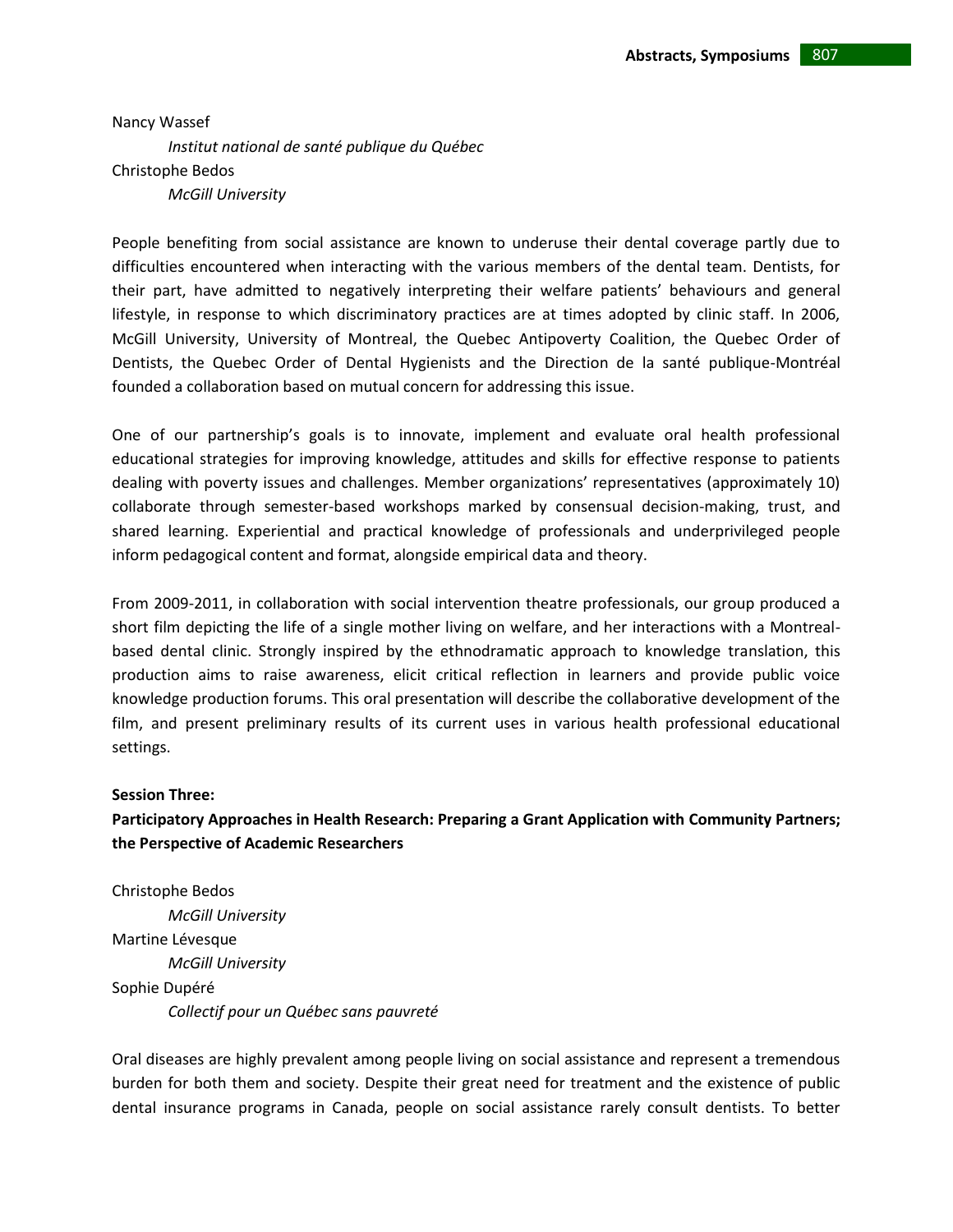Nancy Wassef

*Institut national de santé publique du Québec*

Christophe Bedos

*McGill University*

People benefiting from social assistance are known to underuse their dental coverage partly due to difficulties encountered when interacting with the various members of the dental team. Dentists, for their part, have admitted to negatively interpreting their welfare patients' behaviours and general lifestyle, in response to which discriminatory practices are at times adopted by clinic staff. In 2006, McGill University, University of Montreal, the Quebec Antipoverty Coalition, the Quebec Order of Dentists, the Quebec Order of Dental Hygienists and the Direction de la santé publique-Montréal founded a collaboration based on mutual concern for addressing this issue.

One of our partnership's goals is to innovate, implement and evaluate oral health professional educational strategies for improving knowledge, attitudes and skills for effective response to patients dealing with poverty issues and challenges. Member organizations' representatives (approximately 10) collaborate through semester-based workshops marked by consensual decision-making, trust, and shared learning. Experiential and practical knowledge of professionals and underprivileged people inform pedagogical content and format, alongside empirical data and theory.

From 2009-2011, in collaboration with social intervention theatre professionals, our group produced a short film depicting the life of a single mother living on welfare, and her interactions with a Montreal-based dental clinic. Strongly inspired by the ethnodramatic approach to knowledge translation, this production aims to raise awareness, elicit critical reflection in learners and provide public voice knowledge production forums. This oral presentation will describe the collaborative development of the film, and present preliminary results of its current uses in various health professional educational settings.

**Session Three:**

**Participatory Approaches in Health Research: Preparing a Grant Application with Community Partners; the Perspective of Academic Researchers**

Christophe Bedos

*McGill University*

Martine Lévesque

*McGill University*

Sophie Dupéré

*Collectif pour un Québec sans pauvreté*

Oral diseases are highly prevalent among people living on social assistance and represent a tremendous burden for both them and society. Despite their great need for treatment and the existence of public dental insurance programs in Canada, people on social assistance rarely consult dentists. To better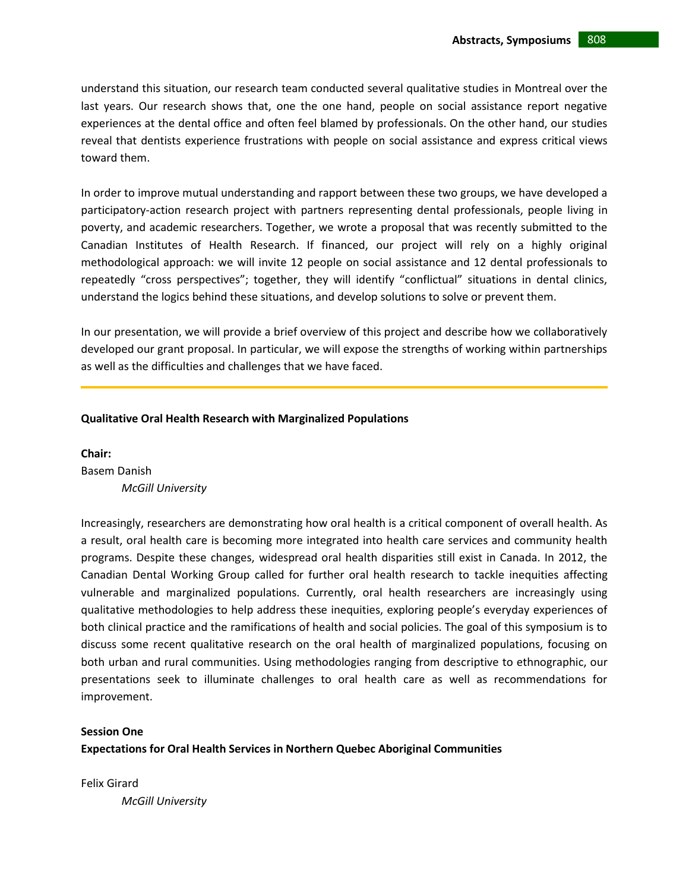understand this situation, our research team conducted several qualitative studies in Montreal over the last years. Our research shows that, one the one hand, people on social assistance report negative experiences at the dental office and often feel blamed by professionals. On the other hand, our studies reveal that dentists experience frustrations with people on social assistance and express critical views toward them.

In order to improve mutual understanding and rapport between these two groups, we have developed a participatory-action research project with partners representing dental professionals, people living in poverty, and academic researchers. Together, we wrote a proposal that was recently submitted to the Canadian Institutes of Health Research. If financed, our project will rely on a highly original methodological approach: we will invite 12 people on social assistance and 12 dental professionals to repeatedly "cross perspectives"; together, they will identify "conflictual" situations in dental clinics, understand the logics behind these situations, and develop solutions to solve or prevent them.

In our presentation, we will provide a brief overview of this project and describe how we collaboratively developed our grant proposal. In particular, we will expose the strengths of working within partnerships as well as the difficulties and challenges that we have faced.

---

**Qualitative Oral Health Research with Marginalized Populations**

**Chair:**
Basem Danish
*McGill University*

Increasingly, researchers are demonstrating how oral health is a critical component of overall health. As a result, oral health care is becoming more integrated into health care services and community health programs. Despite these changes, widespread oral health disparities still exist in Canada. In 2012, the Canadian Dental Working Group called for further oral health research to tackle inequities affecting vulnerable and marginalized populations. Currently, oral health researchers are increasingly using qualitative methodologies to help address these inequities, exploring people's everyday experiences of both clinical practice and the ramifications of health and social policies. The goal of this symposium is to discuss some recent qualitative research on the oral health of marginalized populations, focusing on both urban and rural communities. Using methodologies ranging from descriptive to ethnographic, our presentations seek to illuminate challenges to oral health care as well as recommendations for improvement.

**Session One**
**Expectations for Oral Health Services in Northern Quebec Aboriginal Communities**

Felix Girard
*McGill University*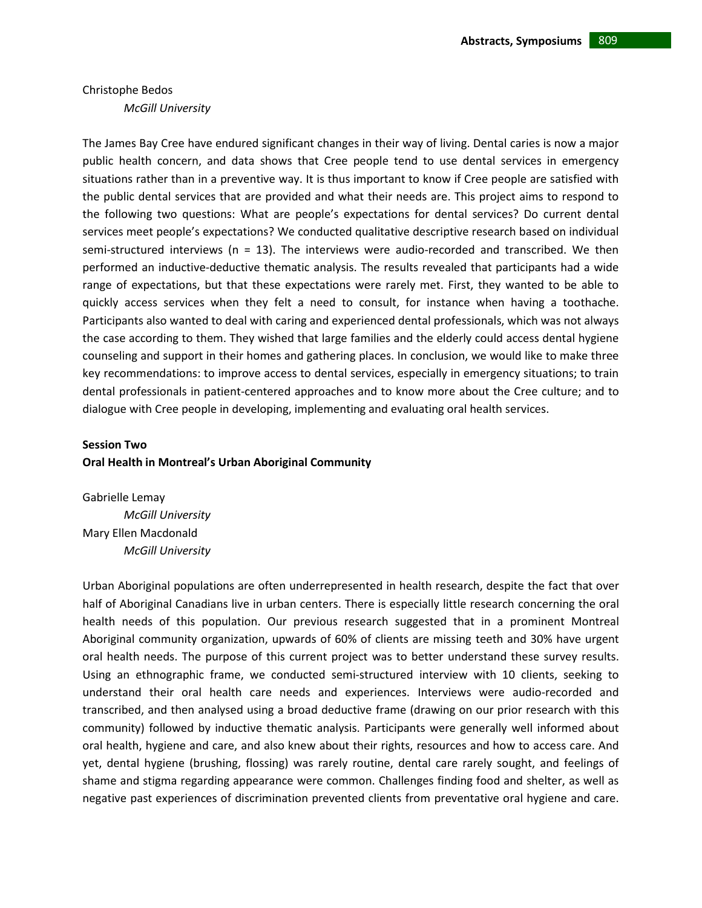Christophe Bedos

*McGill University*

The James Bay Cree have endured significant changes in their way of living. Dental caries is now a major public health concern, and data shows that Cree people tend to use dental services in emergency situations rather than in a preventive way. It is thus important to know if Cree people are satisfied with the public dental services that are provided and what their needs are. This project aims to respond to the following two questions: What are people's expectations for dental services? Do current dental services meet people's expectations? We conducted qualitative descriptive research based on individual semi-structured interviews (n = 13). The interviews were audio-recorded and transcribed. We then performed an inductive-deductive thematic analysis. The results revealed that participants had a wide range of expectations, but that these expectations were rarely met. First, they wanted to be able to quickly access services when they felt a need to consult, for instance when having a toothache. Participants also wanted to deal with caring and experienced dental professionals, which was not always the case according to them. They wished that large families and the elderly could access dental hygiene counseling and support in their homes and gathering places. In conclusion, we would like to make three key recommendations: to improve access to dental services, especially in emergency situations; to train dental professionals in patient-centered approaches and to know more about the Cree culture; and to dialogue with Cree people in developing, implementing and evaluating oral health services.

**Session Two**

**Oral Health in Montreal's Urban Aboriginal Community**

Gabrielle Lemay

*McGill University*

Mary Ellen Macdonald

*McGill University*

Urban Aboriginal populations are often underrepresented in health research, despite the fact that over half of Aboriginal Canadians live in urban centers. There is especially little research concerning the oral health needs of this population. Our previous research suggested that in a prominent Montreal Aboriginal community organization, upwards of 60% of clients are missing teeth and 30% have urgent oral health needs. The purpose of this current project was to better understand these survey results. Using an ethnographic frame, we conducted semi-structured interview with 10 clients, seeking to understand their oral health care needs and experiences. Interviews were audio-recorded and transcribed, and then analysed using a broad deductive frame (drawing on our prior research with this community) followed by inductive thematic analysis. Participants were generally well informed about oral health, hygiene and care, and also knew about their rights, resources and how to access care. And yet, dental hygiene (brushing, flossing) was rarely routine, dental care rarely sought, and feelings of shame and stigma regarding appearance were common. Challenges finding food and shelter, as well as negative past experiences of discrimination prevented clients from preventative oral hygiene and care.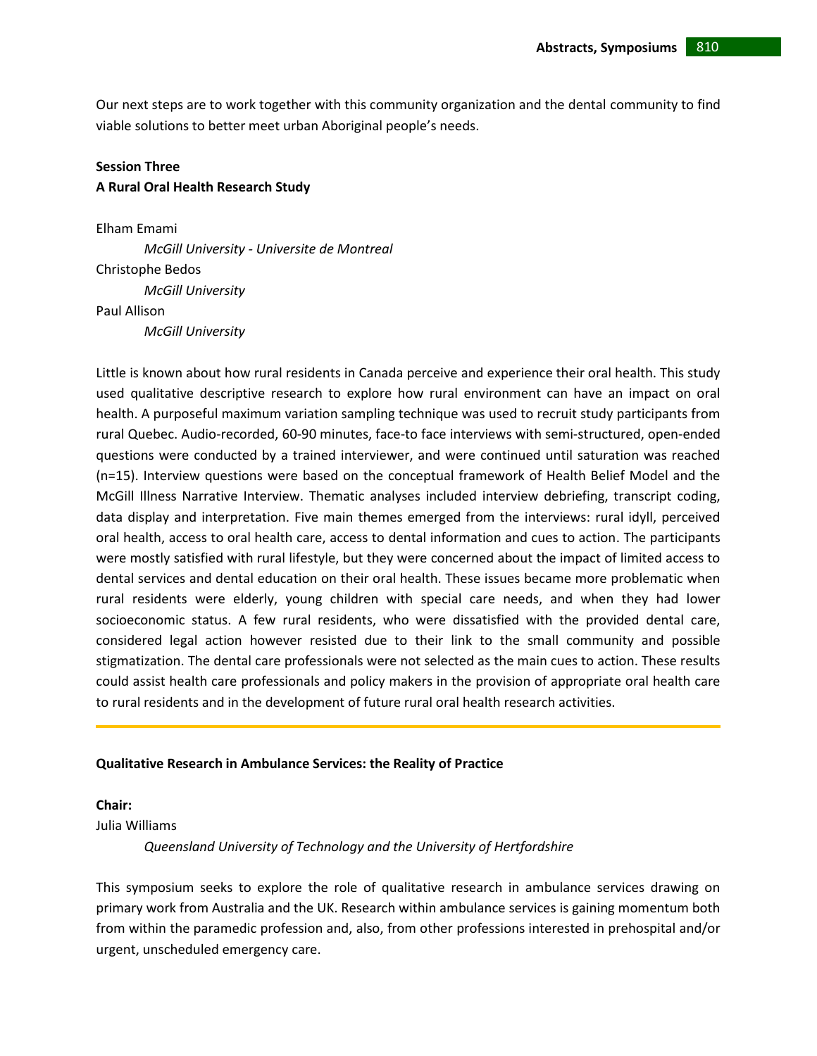Our next steps are to work together with this community organization and the dental community to find viable solutions to better meet urban Aboriginal people's needs.

**Session Three**
**A Rural Oral Health Research Study**

Elham Emami
*McGill University - Universite de Montreal*
Christophe Bedos
*McGill University*
Paul Allison
*McGill University*

Little is known about how rural residents in Canada perceive and experience their oral health. This study used qualitative descriptive research to explore how rural environment can have an impact on oral health. A purposeful maximum variation sampling technique was used to recruit study participants from rural Quebec. Audio-recorded, 60-90 minutes, face-to face interviews with semi-structured, open-ended questions were conducted by a trained interviewer, and were continued until saturation was reached (n=15). Interview questions were based on the conceptual framework of Health Belief Model and the McGill Illness Narrative Interview. Thematic analyses included interview debriefing, transcript coding, data display and interpretation. Five main themes emerged from the interviews: rural idyll, perceived oral health, access to oral health care, access to dental information and cues to action. The participants were mostly satisfied with rural lifestyle, but they were concerned about the impact of limited access to dental services and dental education on their oral health. These issues became more problematic when rural residents were elderly, young children with special care needs, and when they had lower socioeconomic status. A few rural residents, who were dissatisfied with the provided dental care, considered legal action however resisted due to their link to the small community and possible stigmatization. The dental care professionals were not selected as the main cues to action. These results could assist health care professionals and policy makers in the provision of appropriate oral health care to rural residents and in the development of future rural oral health research activities.

---

## Qualitative Research in Ambulance Services: the Reality of Practice

**Chair:**
Julia Williams
*Queensland University of Technology and the University of Hertfordshire*

This symposium seeks to explore the role of qualitative research in ambulance services drawing on primary work from Australia and the UK. Research within ambulance services is gaining momentum both from within the paramedic profession and, also, from other professions interested in prehospital and/or urgent, unscheduled emergency care.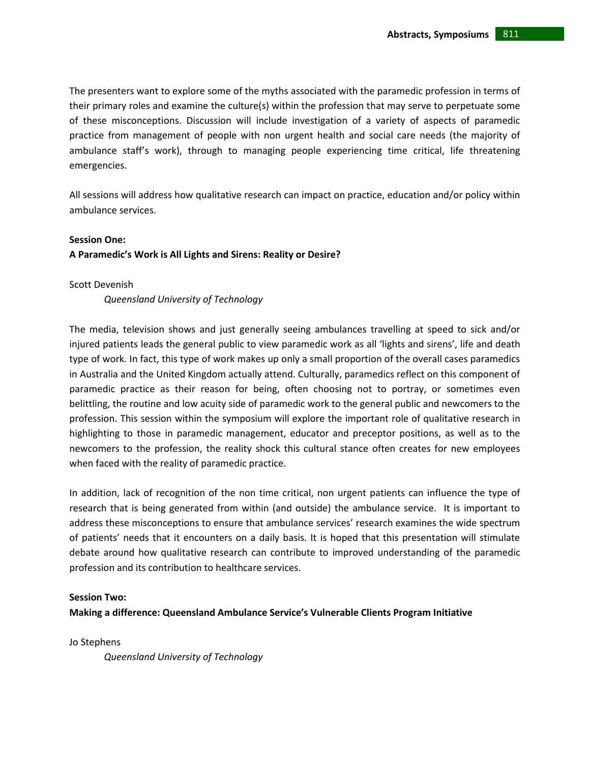The presenters want to explore some of the myths associated with the paramedic profession in terms of their primary roles and examine the culture(s) within the profession that may serve to perpetuate some of these misconceptions. Discussion will include investigation of a variety of aspects of paramedic practice from management of people with non urgent health and social care needs (the majority of ambulance staff's work), through to managing people experiencing time critical, life threatening emergencies.

All sessions will address how qualitative research can impact on practice, education and/or policy within ambulance services.

**Session One:**
**A Paramedic's Work is All Lights and Sirens: Reality or Desire?**

Scott Devenish
*Queensland University of Technology*

The media, television shows and just generally seeing ambulances travelling at speed to sick and/or injured patients leads the general public to view paramedic work as all 'lights and sirens', life and death type of work. In fact, this type of work makes up only a small proportion of the overall cases paramedics in Australia and the United Kingdom actually attend. Culturally, paramedics reflect on this component of paramedic practice as their reason for being, often choosing not to portray, or sometimes even belittling, the routine and low acuity side of paramedic work to the general public and newcomers to the profession. This session within the symposium will explore the important role of qualitative research in highlighting to those in paramedic management, educator and preceptor positions, as well as to the newcomers to the profession, the reality shock this cultural stance often creates for new employees when faced with the reality of paramedic practice.

In addition, lack of recognition of the non time critical, non urgent patients can influence the type of research that is being generated from within (and outside) the ambulance service. It is important to address these misconceptions to ensure that ambulance services' research examines the wide spectrum of patients' needs that it encounters on a daily basis. It is hoped that this presentation will stimulate debate around how qualitative research can contribute to improved understanding of the paramedic profession and its contribution to healthcare services.

**Session Two:**
**Making a difference: Queensland Ambulance Service's Vulnerable Clients Program Initiative**

Jo Stephens
*Queensland University of Technology*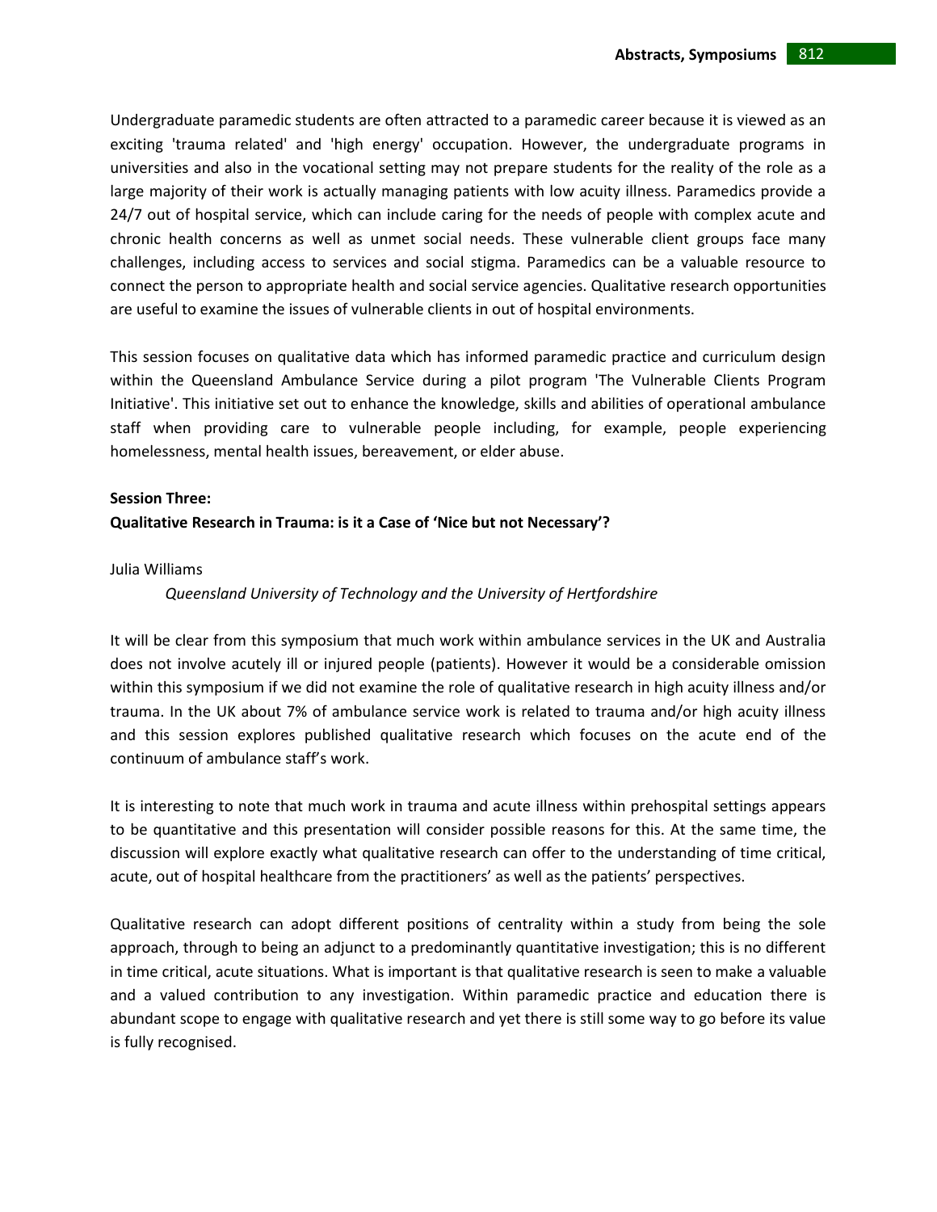Undergraduate paramedic students are often attracted to a paramedic career because it is viewed as an exciting 'trauma related' and 'high energy' occupation. However, the undergraduate programs in universities and also in the vocational setting may not prepare students for the reality of the role as a large majority of their work is actually managing patients with low acuity illness. Paramedics provide a 24/7 out of hospital service, which can include caring for the needs of people with complex acute and chronic health concerns as well as unmet social needs. These vulnerable client groups face many challenges, including access to services and social stigma. Paramedics can be a valuable resource to connect the person to appropriate health and social service agencies. Qualitative research opportunities are useful to examine the issues of vulnerable clients in out of hospital environments.

This session focuses on qualitative data which has informed paramedic practice and curriculum design within the Queensland Ambulance Service during a pilot program 'The Vulnerable Clients Program Initiative'. This initiative set out to enhance the knowledge, skills and abilities of operational ambulance staff when providing care to vulnerable people including, for example, people experiencing homelessness, mental health issues, bereavement, or elder abuse.

**Session Three:**
**Qualitative Research in Trauma: is it a Case of 'Nice but not Necessary'?**

Julia Williams

*Queensland University of Technology and the University of Hertfordshire*

It will be clear from this symposium that much work within ambulance services in the UK and Australia does not involve acutely ill or injured people (patients). However it would be a considerable omission within this symposium if we did not examine the role of qualitative research in high acuity illness and/or trauma. In the UK about 7% of ambulance service work is related to trauma and/or high acuity illness and this session explores published qualitative research which focuses on the acute end of the continuum of ambulance staff's work.

It is interesting to note that much work in trauma and acute illness within prehospital settings appears to be quantitative and this presentation will consider possible reasons for this. At the same time, the discussion will explore exactly what qualitative research can offer to the understanding of time critical, acute, out of hospital healthcare from the practitioners' as well as the patients' perspectives.

Qualitative research can adopt different positions of centrality within a study from being the sole approach, through to being an adjunct to a predominantly quantitative investigation; this is no different in time critical, acute situations. What is important is that qualitative research is seen to make a valuable and a valued contribution to any investigation. Within paramedic practice and education there is abundant scope to engage with qualitative research and yet there is still some way to go before its value is fully recognised.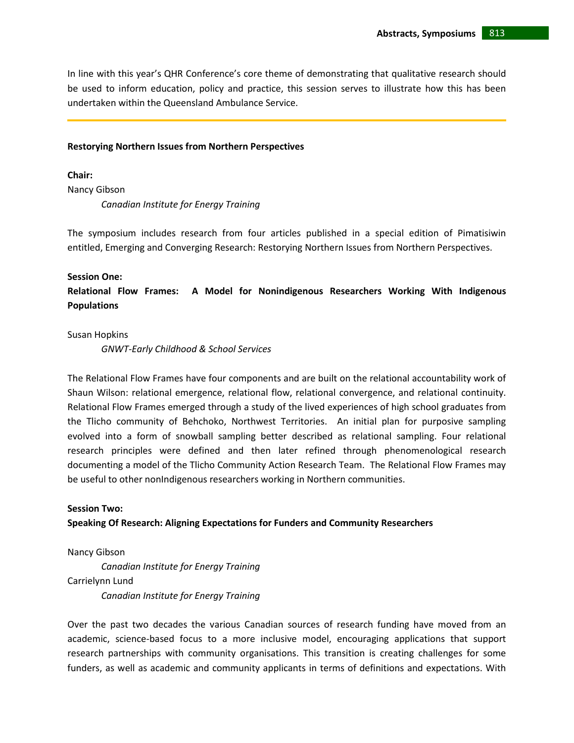In line with this year's QHR Conference's core theme of demonstrating that qualitative research should be used to inform education, policy and practice, this session serves to illustrate how this has been undertaken within the Queensland Ambulance Service.

---

**Restorying Northern Issues from Northern Perspectives**

**Chair:**

Nancy Gibson
*Canadian Institute for Energy Training*

The symposium includes research from four articles published in a special edition of Pimatisiwin entitled, Emerging and Converging Research: Restorying Northern Issues from Northern Perspectives.

**Session One:**

**Relational Flow Frames: A Model for Nonindigenous Researchers Working With Indigenous Populations**

Susan Hopkins
*GNWT-Early Childhood & School Services*

The Relational Flow Frames have four components and are built on the relational accountability work of Shaun Wilson: relational emergence, relational flow, relational convergence, and relational continuity. Relational Flow Frames emerged through a study of the lived experiences of high school graduates from the Tlicho community of Behchoko, Northwest Territories. An initial plan for purposive sampling evolved into a form of snowball sampling better described as relational sampling. Four relational research principles were defined and then later refined through phenomenological research documenting a model of the Tlicho Community Action Research Team. The Relational Flow Frames may be useful to other nonIndigenous researchers working in Northern communities.

**Session Two:**

**Speaking Of Research: Aligning Expectations for Funders and Community Researchers**

Nancy Gibson
*Canadian Institute for Energy Training*
Carrielynn Lund
*Canadian Institute for Energy Training*

Over the past two decades the various Canadian sources of research funding have moved from an academic, science-based focus to a more inclusive model, encouraging applications that support research partnerships with community organisations. This transition is creating challenges for some funders, as well as academic and community applicants in terms of definitions and expectations. With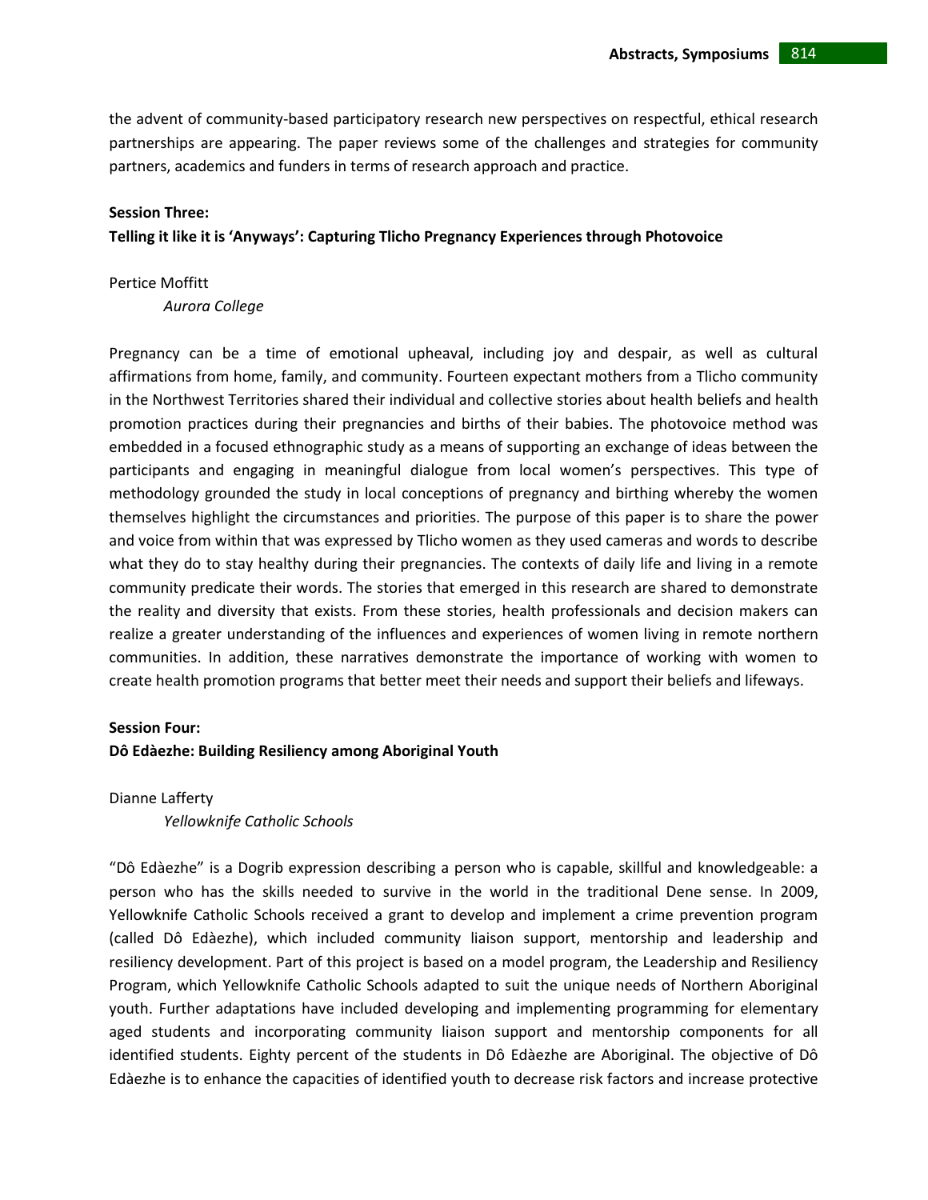the advent of community-based participatory research new perspectives on respectful, ethical research partnerships are appearing. The paper reviews some of the challenges and strategies for community partners, academics and funders in terms of research approach and practice.

**Session Three:**
**Telling it like it is 'Anyways': Capturing Tlicho Pregnancy Experiences through Photovoice**

Pertice Moffitt
*Aurora College*

Pregnancy can be a time of emotional upheaval, including joy and despair, as well as cultural affirmations from home, family, and community. Fourteen expectant mothers from a Tlicho community in the Northwest Territories shared their individual and collective stories about health beliefs and health promotion practices during their pregnancies and births of their babies. The photovoice method was embedded in a focused ethnographic study as a means of supporting an exchange of ideas between the participants and engaging in meaningful dialogue from local women's perspectives. This type of methodology grounded the study in local conceptions of pregnancy and birthing whereby the women themselves highlight the circumstances and priorities. The purpose of this paper is to share the power and voice from within that was expressed by Tlicho women as they used cameras and words to describe what they do to stay healthy during their pregnancies. The contexts of daily life and living in a remote community predicate their words. The stories that emerged in this research are shared to demonstrate the reality and diversity that exists. From these stories, health professionals and decision makers can realize a greater understanding of the influences and experiences of women living in remote northern communities. In addition, these narratives demonstrate the importance of working with women to create health promotion programs that better meet their needs and support their beliefs and lifeways.

**Session Four:**
**Dô Edàezhe: Building Resiliency among Aboriginal Youth**

Dianne Lafferty
*Yellowknife Catholic Schools*

"Dô Edàezhe" is a Dogrib expression describing a person who is capable, skillful and knowledgeable: a person who has the skills needed to survive in the world in the traditional Dene sense. In 2009, Yellowknife Catholic Schools received a grant to develop and implement a crime prevention program (called Dô Edàezhe), which included community liaison support, mentorship and leadership and resiliency development. Part of this project is based on a model program, the Leadership and Resiliency Program, which Yellowknife Catholic Schools adapted to suit the unique needs of Northern Aboriginal youth. Further adaptations have included developing and implementing programming for elementary aged students and incorporating community liaison support and mentorship components for all identified students. Eighty percent of the students in Dô Edàezhe are Aboriginal. The objective of Dô Edàezhe is to enhance the capacities of identified youth to decrease risk factors and increase protective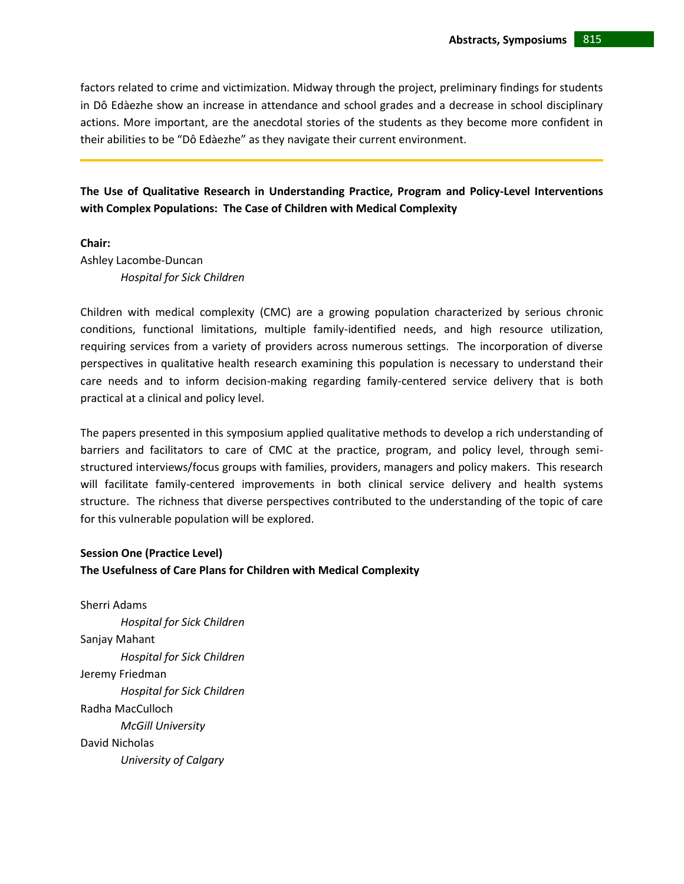factors related to crime and victimization. Midway through the project, preliminary findings for students in Dô Edàezhe show an increase in attendance and school grades and a decrease in school disciplinary actions. More important, are the anecdotal stories of the students as they become more confident in their abilities to be "Dô Edàezhe" as they navigate their current environment.

---

**The Use of Qualitative Research in Understanding Practice, Program and Policy-Level Interventions with Complex Populations: The Case of Children with Medical Complexity**

**Chair:**

Ashley Lacombe-Duncan
*Hospital for Sick Children*

Children with medical complexity (CMC) are a growing population characterized by serious chronic conditions, functional limitations, multiple family-identified needs, and high resource utilization, requiring services from a variety of providers across numerous settings. The incorporation of diverse perspectives in qualitative health research examining this population is necessary to understand their care needs and to inform decision-making regarding family-centered service delivery that is both practical at a clinical and policy level.

The papers presented in this symposium applied qualitative methods to develop a rich understanding of barriers and facilitators to care of CMC at the practice, program, and policy level, through semi-structured interviews/focus groups with families, providers, managers and policy makers. This research will facilitate family-centered improvements in both clinical service delivery and health systems structure. The richness that diverse perspectives contributed to the understanding of the topic of care for this vulnerable population will be explored.

**Session One (Practice Level)**
**The Usefulness of Care Plans for Children with Medical Complexity**

Sherri Adams
*Hospital for Sick Children*
Sanjay Mahant
*Hospital for Sick Children*
Jeremy Friedman
*Hospital for Sick Children*
Radha MacCulloch
*McGill University*
David Nicholas
*University of Calgary*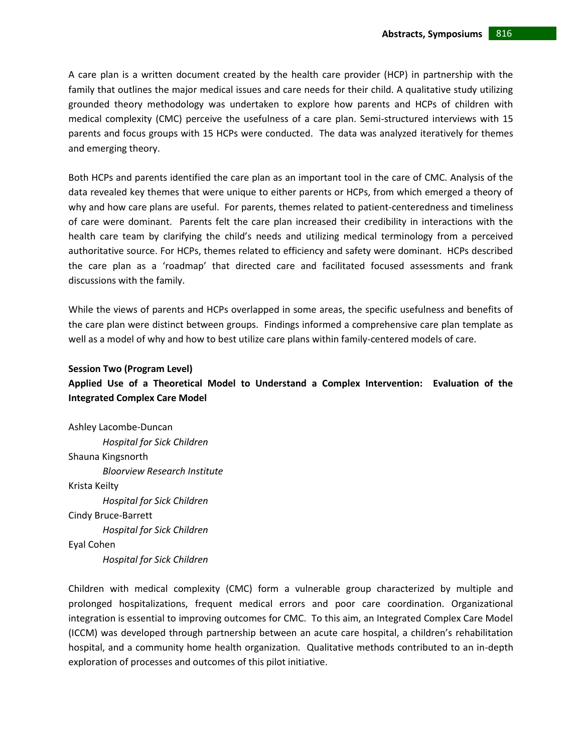A care plan is a written document created by the health care provider (HCP) in partnership with the family that outlines the major medical issues and care needs for their child. A qualitative study utilizing grounded theory methodology was undertaken to explore how parents and HCPs of children with medical complexity (CMC) perceive the usefulness of a care plan. Semi-structured interviews with 15 parents and focus groups with 15 HCPs were conducted. The data was analyzed iteratively for themes and emerging theory.

Both HCPs and parents identified the care plan as an important tool in the care of CMC. Analysis of the data revealed key themes that were unique to either parents or HCPs, from which emerged a theory of why and how care plans are useful. For parents, themes related to patient-centeredness and timeliness of care were dominant. Parents felt the care plan increased their credibility in interactions with the health care team by clarifying the child's needs and utilizing medical terminology from a perceived authoritative source. For HCPs, themes related to efficiency and safety were dominant. HCPs described the care plan as a 'roadmap' that directed care and facilitated focused assessments and frank discussions with the family.

While the views of parents and HCPs overlapped in some areas, the specific usefulness and benefits of the care plan were distinct between groups. Findings informed a comprehensive care plan template as well as a model of why and how to best utilize care plans within family-centered models of care.

**Session Two (Program Level)**

**Applied Use of a Theoretical Model to Understand a Complex Intervention: Evaluation of the Integrated Complex Care Model**

Ashley Lacombe-Duncan
*Hospital for Sick Children*
Shauna Kingsnorth
*Bloorview Research Institute*
Krista Keilty
*Hospital for Sick Children*
Cindy Bruce-Barrett
*Hospital for Sick Children*
Eyal Cohen
*Hospital for Sick Children*

Children with medical complexity (CMC) form a vulnerable group characterized by multiple and prolonged hospitalizations, frequent medical errors and poor care coordination. Organizational integration is essential to improving outcomes for CMC. To this aim, an Integrated Complex Care Model (ICCM) was developed through partnership between an acute care hospital, a children's rehabilitation hospital, and a community home health organization. Qualitative methods contributed to an in-depth exploration of processes and outcomes of this pilot initiative.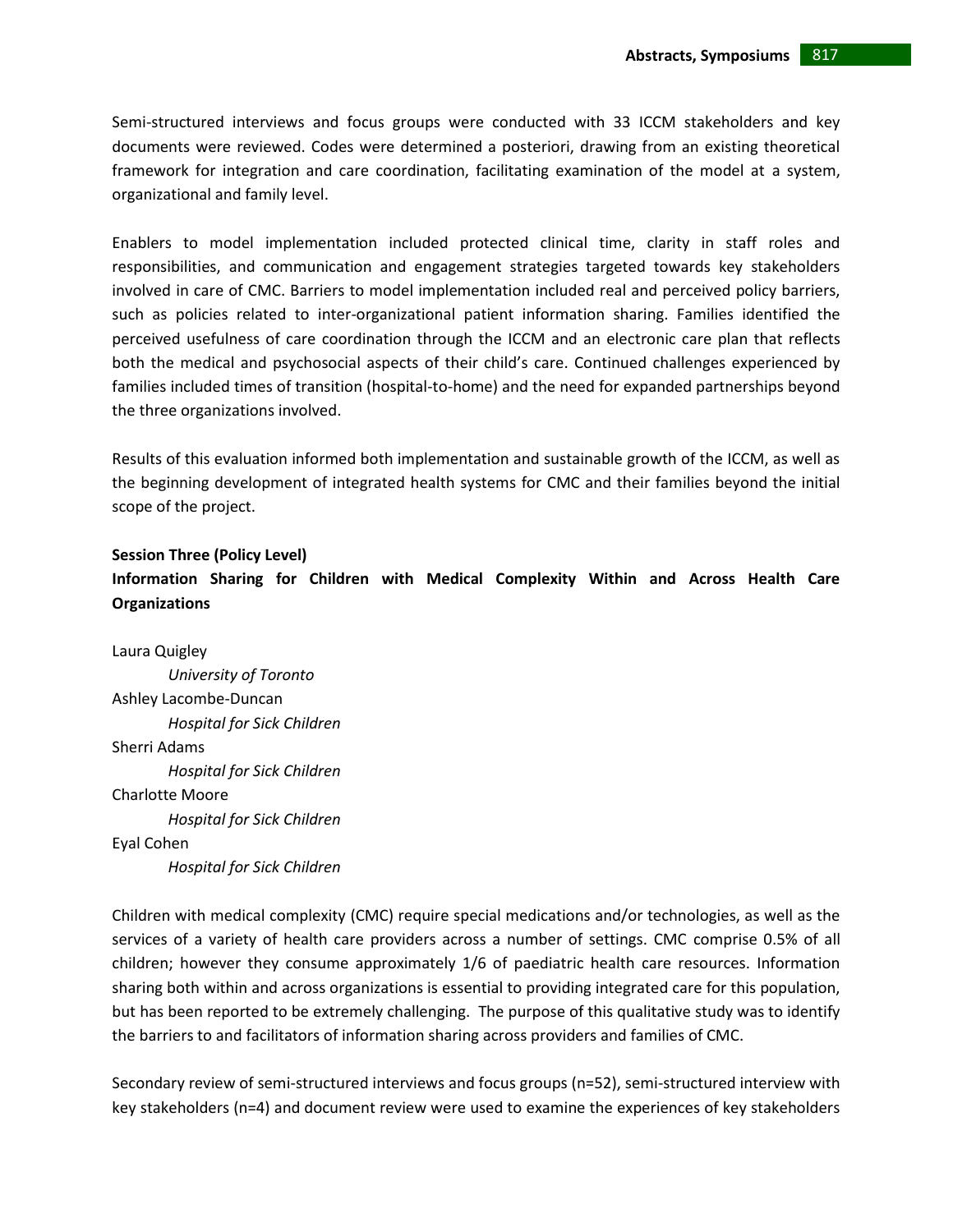Semi-structured interviews and focus groups were conducted with 33 ICCM stakeholders and key documents were reviewed. Codes were determined a posteriori, drawing from an existing theoretical framework for integration and care coordination, facilitating examination of the model at a system, organizational and family level.

Enablers to model implementation included protected clinical time, clarity in staff roles and responsibilities, and communication and engagement strategies targeted towards key stakeholders involved in care of CMC. Barriers to model implementation included real and perceived policy barriers, such as policies related to inter-organizational patient information sharing. Families identified the perceived usefulness of care coordination through the ICCM and an electronic care plan that reflects both the medical and psychosocial aspects of their child's care. Continued challenges experienced by families included times of transition (hospital-to-home) and the need for expanded partnerships beyond the three organizations involved.

Results of this evaluation informed both implementation and sustainable growth of the ICCM, as well as the beginning development of integrated health systems for CMC and their families beyond the initial scope of the project.

**Session Three (Policy Level)**

**Information Sharing for Children with Medical Complexity Within and Across Health Care Organizations**

Laura Quigley
*University of Toronto*
Ashley Lacombe-Duncan
*Hospital for Sick Children*
Sherri Adams
*Hospital for Sick Children*
Charlotte Moore
*Hospital for Sick Children*
Eyal Cohen
*Hospital for Sick Children*

Children with medical complexity (CMC) require special medications and/or technologies, as well as the services of a variety of health care providers across a number of settings. CMC comprise 0.5% of all children; however they consume approximately 1/6 of paediatric health care resources. Information sharing both within and across organizations is essential to providing integrated care for this population, but has been reported to be extremely challenging. The purpose of this qualitative study was to identify the barriers to and facilitators of information sharing across providers and families of CMC.

Secondary review of semi-structured interviews and focus groups (n=52), semi-structured interview with key stakeholders (n=4) and document review were used to examine the experiences of key stakeholders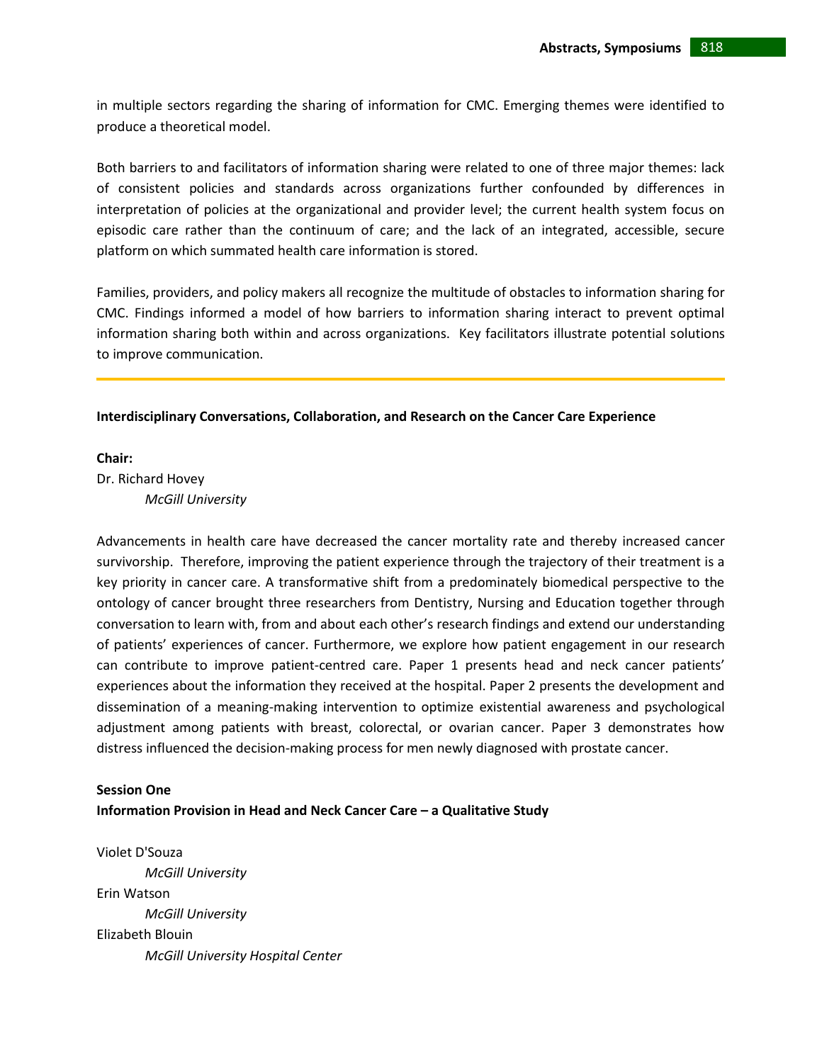in multiple sectors regarding the sharing of information for CMC. Emerging themes were identified to produce a theoretical model.

Both barriers to and facilitators of information sharing were related to one of three major themes: lack of consistent policies and standards across organizations further confounded by differences in interpretation of policies at the organizational and provider level; the current health system focus on episodic care rather than the continuum of care; and the lack of an integrated, accessible, secure platform on which summated health care information is stored.

Families, providers, and policy makers all recognize the multitude of obstacles to information sharing for CMC. Findings informed a model of how barriers to information sharing interact to prevent optimal information sharing both within and across organizations. Key facilitators illustrate potential solutions to improve communication.

---

**Interdisciplinary Conversations, Collaboration, and Research on the Cancer Care Experience**

**Chair:**
Dr. Richard Hovey
*McGill University*

Advancements in health care have decreased the cancer mortality rate and thereby increased cancer survivorship. Therefore, improving the patient experience through the trajectory of their treatment is a key priority in cancer care. A transformative shift from a predominately biomedical perspective to the ontology of cancer brought three researchers from Dentistry, Nursing and Education together through conversation to learn with, from and about each other's research findings and extend our understanding of patients' experiences of cancer. Furthermore, we explore how patient engagement in our research can contribute to improve patient-centred care. Paper 1 presents head and neck cancer patients' experiences about the information they received at the hospital. Paper 2 presents the development and dissemination of a meaning-making intervention to optimize existential awareness and psychological adjustment among patients with breast, colorectal, or ovarian cancer. Paper 3 demonstrates how distress influenced the decision-making process for men newly diagnosed with prostate cancer.

**Session One**
**Information Provision in Head and Neck Cancer Care – a Qualitative Study**

Violet D'Souza
*McGill University*
Erin Watson
*McGill University*
Elizabeth Blouin
*McGill University Hospital Center*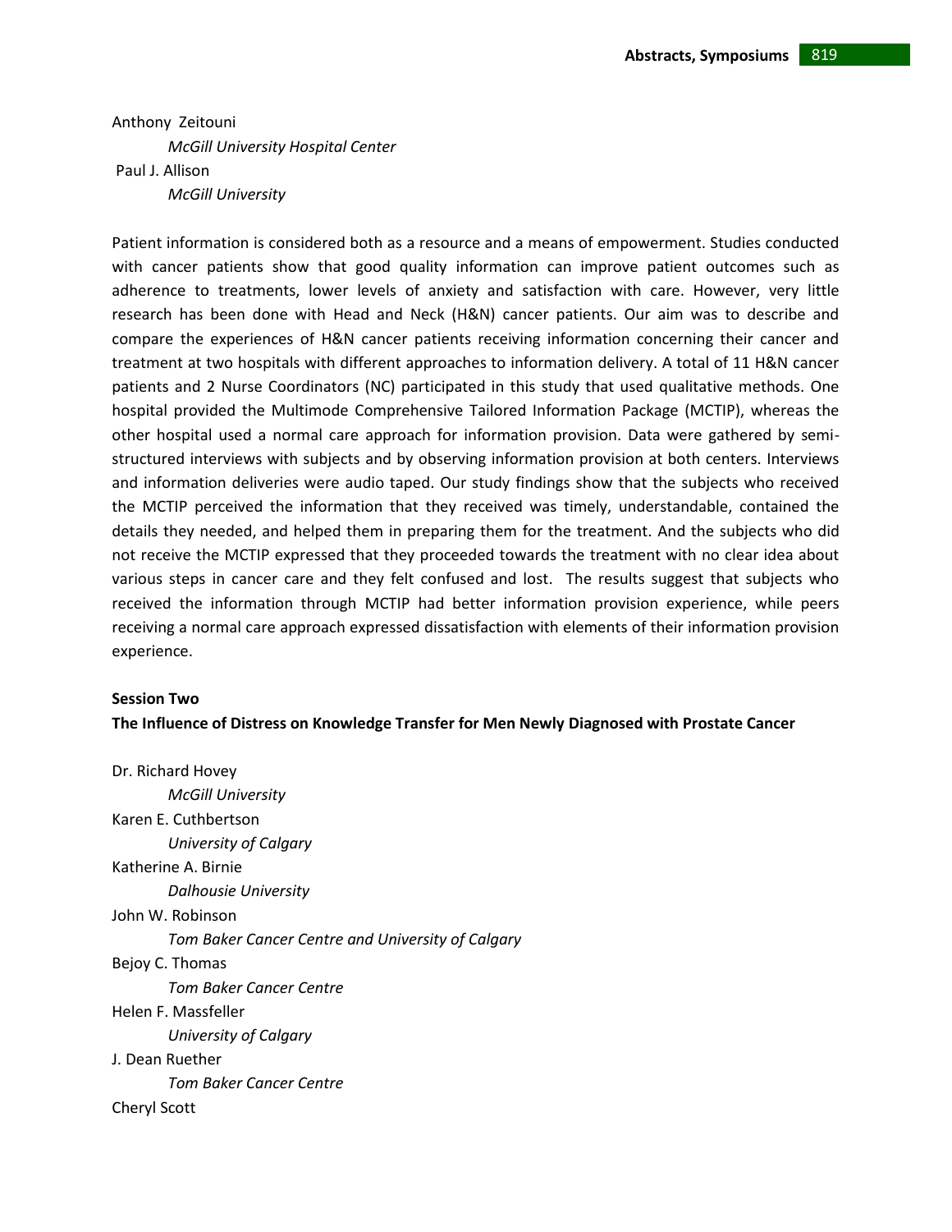Anthony Zeitouni

*McGill University Hospital Center*

Paul J. Allison

*McGill University*

Patient information is considered both as a resource and a means of empowerment. Studies conducted with cancer patients show that good quality information can improve patient outcomes such as adherence to treatments, lower levels of anxiety and satisfaction with care. However, very little research has been done with Head and Neck (H&N) cancer patients. Our aim was to describe and compare the experiences of H&N cancer patients receiving information concerning their cancer and treatment at two hospitals with different approaches to information delivery. A total of 11 H&N cancer patients and 2 Nurse Coordinators (NC) participated in this study that used qualitative methods. One hospital provided the Multimode Comprehensive Tailored Information Package (MCTIP), whereas the other hospital used a normal care approach for information provision. Data were gathered by semi-structured interviews with subjects and by observing information provision at both centers. Interviews and information deliveries were audio taped. Our study findings show that the subjects who received the MCTIP perceived the information that they received was timely, understandable, contained the details they needed, and helped them in preparing them for the treatment. And the subjects who did not receive the MCTIP expressed that they proceeded towards the treatment with no clear idea about various steps in cancer care and they felt confused and lost. The results suggest that subjects who received the information through MCTIP had better information provision experience, while peers receiving a normal care approach expressed dissatisfaction with elements of their information provision experience.

**Session Two**

**The Influence of Distress on Knowledge Transfer for Men Newly Diagnosed with Prostate Cancer**

Dr. Richard Hovey

*McGill University*

Karen E. Cuthbertson

*University of Calgary*

Katherine A. Birnie

*Dalhousie University*

John W. Robinson

*Tom Baker Cancer Centre and University of Calgary*

Bejoy C. Thomas

*Tom Baker Cancer Centre*

Helen F. Massfeller

*University of Calgary*

J. Dean Ruether

*Tom Baker Cancer Centre*

Cheryl Scott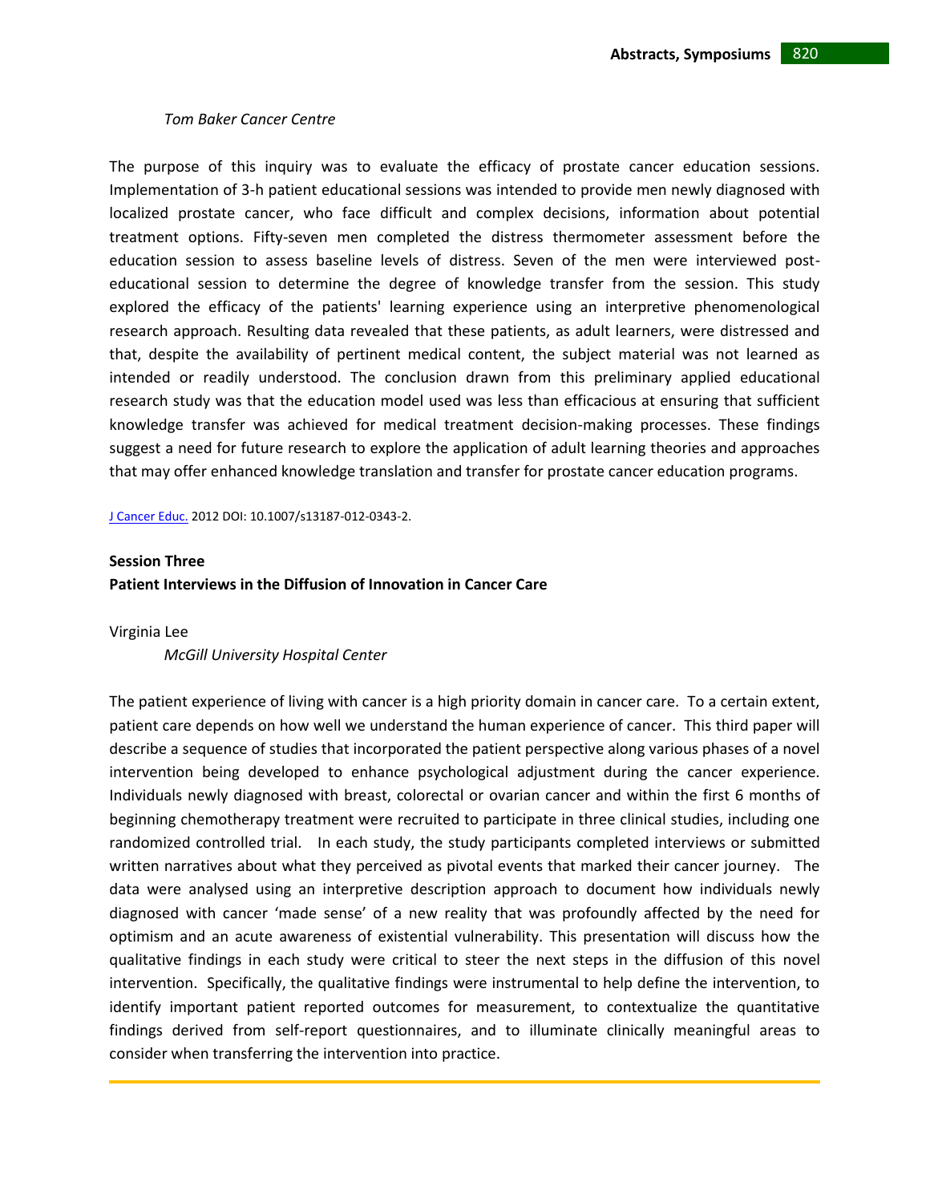*Tom Baker Cancer Centre*

The purpose of this inquiry was to evaluate the efficacy of prostate cancer education sessions. Implementation of 3-h patient educational sessions was intended to provide men newly diagnosed with localized prostate cancer, who face difficult and complex decisions, information about potential treatment options. Fifty-seven men completed the distress thermometer assessment before the education session to assess baseline levels of distress. Seven of the men were interviewed post-educational session to determine the degree of knowledge transfer from the session. This study explored the efficacy of the patients' learning experience using an interpretive phenomenological research approach. Resulting data revealed that these patients, as adult learners, were distressed and that, despite the availability of pertinent medical content, the subject material was not learned as intended or readily understood. The conclusion drawn from this preliminary applied educational research study was that the education model used was less than efficacious at ensuring that sufficient knowledge transfer was achieved for medical treatment decision-making processes. These findings suggest a need for future research to explore the application of adult learning theories and approaches that may offer enhanced knowledge translation and transfer for prostate cancer education programs.

J Cancer Educ. 2012 DOI: 10.1007/s13187-012-0343-2.

**Session Three**
**Patient Interviews in the Diffusion of Innovation in Cancer Care**

Virginia Lee
*McGill University Hospital Center*

The patient experience of living with cancer is a high priority domain in cancer care. To a certain extent, patient care depends on how well we understand the human experience of cancer. This third paper will describe a sequence of studies that incorporated the patient perspective along various phases of a novel intervention being developed to enhance psychological adjustment during the cancer experience. Individuals newly diagnosed with breast, colorectal or ovarian cancer and within the first 6 months of beginning chemotherapy treatment were recruited to participate in three clinical studies, including one randomized controlled trial. In each study, the study participants completed interviews or submitted written narratives about what they perceived as pivotal events that marked their cancer journey. The data were analysed using an interpretive description approach to document how individuals newly diagnosed with cancer 'made sense' of a new reality that was profoundly affected by the need for optimism and an acute awareness of existential vulnerability. This presentation will discuss how the qualitative findings in each study were critical to steer the next steps in the diffusion of this novel intervention. Specifically, the qualitative findings were instrumental to help define the intervention, to identify important patient reported outcomes for measurement, to contextualize the quantitative findings derived from self-report questionnaires, and to illuminate clinically meaningful areas to consider when transferring the intervention into practice.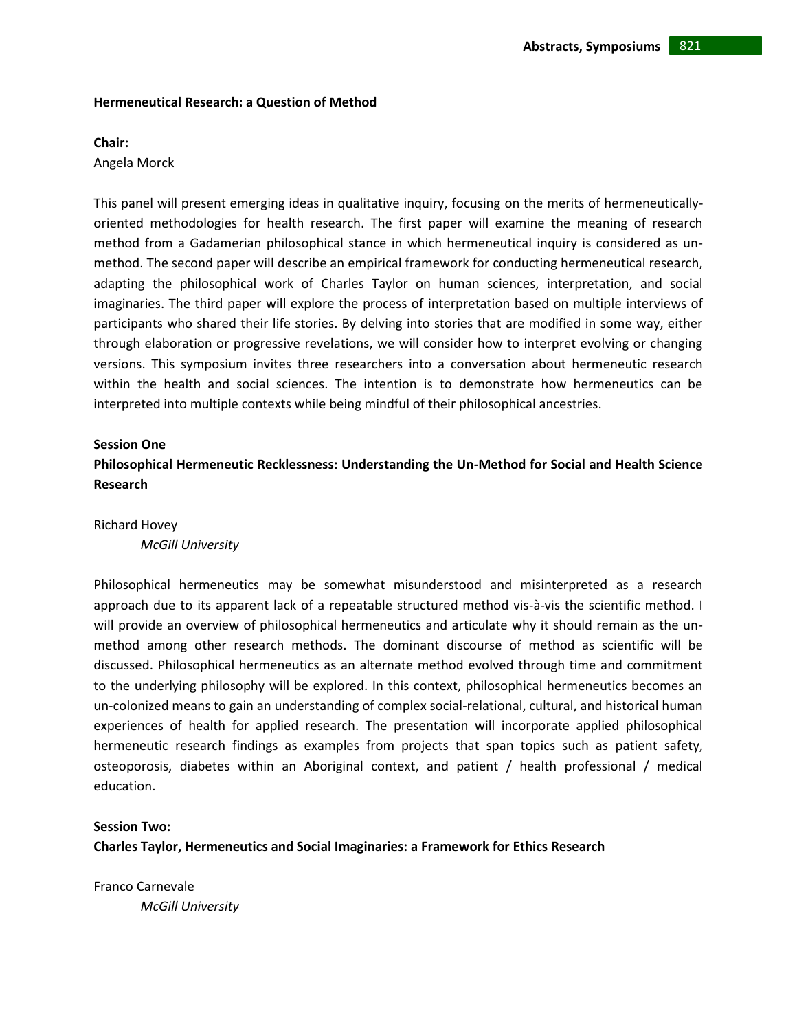**Hermeneutical Research: a Question of Method**

**Chair:**
Angela Morck

This panel will present emerging ideas in qualitative inquiry, focusing on the merits of hermeneutically-oriented methodologies for health research. The first paper will examine the meaning of research method from a Gadamerian philosophical stance in which hermeneutical inquiry is considered as un-method. The second paper will describe an empirical framework for conducting hermeneutical research, adapting the philosophical work of Charles Taylor on human sciences, interpretation, and social imaginaries. The third paper will explore the process of interpretation based on multiple interviews of participants who shared their life stories. By delving into stories that are modified in some way, either through elaboration or progressive revelations, we will consider how to interpret evolving or changing versions. This symposium invites three researchers into a conversation about hermeneutic research within the health and social sciences. The intention is to demonstrate how hermeneutics can be interpreted into multiple contexts while being mindful of their philosophical ancestries.

**Session One**
**Philosophical Hermeneutic Recklessness: Understanding the Un-Method for Social and Health Science Research**

Richard Hovey
*McGill University*

Philosophical hermeneutics may be somewhat misunderstood and misinterpreted as a research approach due to its apparent lack of a repeatable structured method vis-à-vis the scientific method. I will provide an overview of philosophical hermeneutics and articulate why it should remain as the un-method among other research methods. The dominant discourse of method as scientific will be discussed. Philosophical hermeneutics as an alternate method evolved through time and commitment to the underlying philosophy will be explored. In this context, philosophical hermeneutics becomes an un-colonized means to gain an understanding of complex social-relational, cultural, and historical human experiences of health for applied research. The presentation will incorporate applied philosophical hermeneutic research findings as examples from projects that span topics such as patient safety, osteoporosis, diabetes within an Aboriginal context, and patient / health professional / medical education.

**Session Two:**
**Charles Taylor, Hermeneutics and Social Imaginaries: a Framework for Ethics Research**

Franco Carnevale
*McGill University*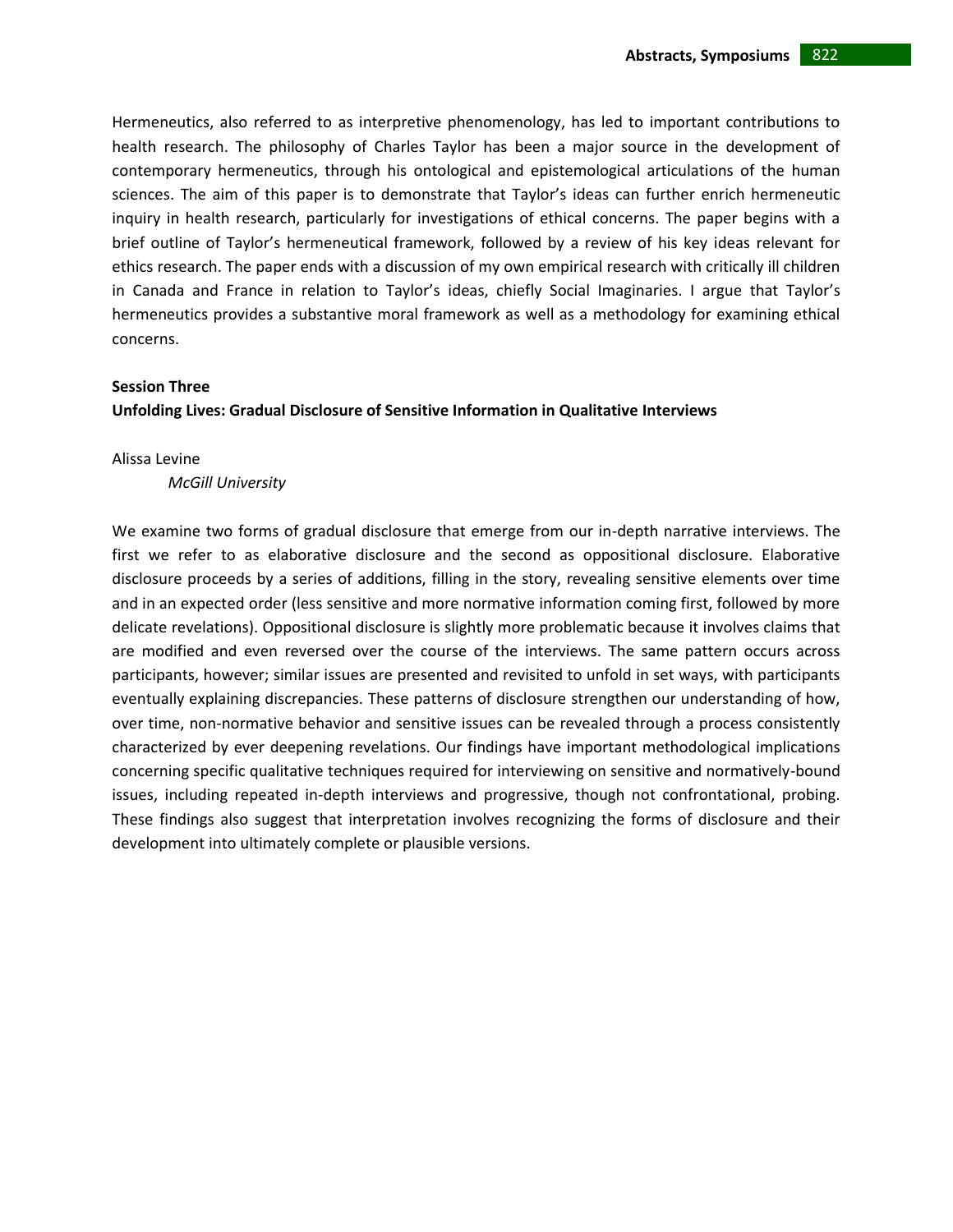Hermeneutics, also referred to as interpretive phenomenology, has led to important contributions to health research. The philosophy of Charles Taylor has been a major source in the development of contemporary hermeneutics, through his ontological and epistemological articulations of the human sciences. The aim of this paper is to demonstrate that Taylor's ideas can further enrich hermeneutic inquiry in health research, particularly for investigations of ethical concerns. The paper begins with a brief outline of Taylor's hermeneutical framework, followed by a review of his key ideas relevant for ethics research. The paper ends with a discussion of my own empirical research with critically ill children in Canada and France in relation to Taylor's ideas, chiefly Social Imaginaries. I argue that Taylor's hermeneutics provides a substantive moral framework as well as a methodology for examining ethical concerns.

**Session Three**

**Unfolding Lives: Gradual Disclosure of Sensitive Information in Qualitative Interviews**

Alissa Levine

*McGill University*

We examine two forms of gradual disclosure that emerge from our in-depth narrative interviews. The first we refer to as elaborative disclosure and the second as oppositional disclosure. Elaborative disclosure proceeds by a series of additions, filling in the story, revealing sensitive elements over time and in an expected order (less sensitive and more normative information coming first, followed by more delicate revelations). Oppositional disclosure is slightly more problematic because it involves claims that are modified and even reversed over the course of the interviews. The same pattern occurs across participants, however; similar issues are presented and revisited to unfold in set ways, with participants eventually explaining discrepancies. These patterns of disclosure strengthen our understanding of how, over time, non-normative behavior and sensitive issues can be revealed through a process consistently characterized by ever deepening revelations. Our findings have important methodological implications concerning specific qualitative techniques required for interviewing on sensitive and normatively-bound issues, including repeated in-depth interviews and progressive, though not confrontational, probing. These findings also suggest that interpretation involves recognizing the forms of disclosure and their development into ultimately complete or plausible versions.